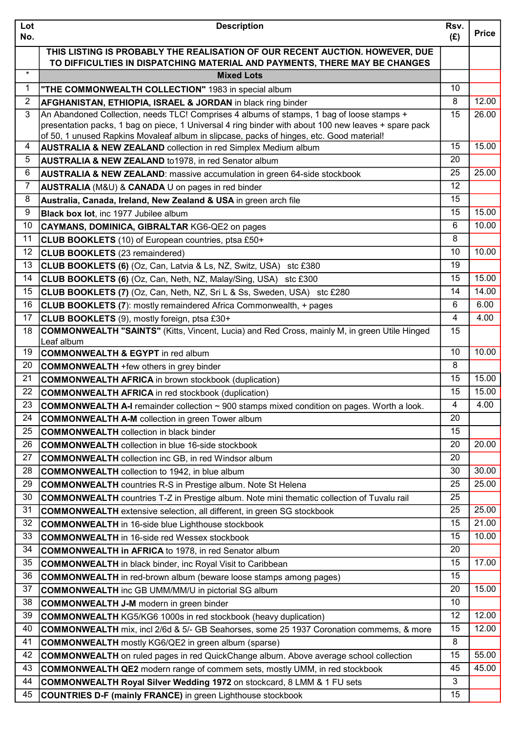| Lot No. | Description | Rsv. (£) | Price |
|---|---|---|---|
| | **THIS LISTING IS PROBABLY THE REALISATION OF OUR RECENT AUCTION. HOWEVER, DUE TO DIFFICULTIES IN DISPATCHING MATERIAL AND PAYMENTS, THERE MAY BE CHANGES** | | |
| * | **Mixed Lots** | | |
| 1 | **"THE COMMONWEALTH COLLECTION"** 1983 in special album | 10 | |
| 2 | **AFGHANISTAN, ETHIOPIA, ISRAEL & JORDAN** in black ring binder | 8 | 12.00 |
| 3 | An Abandoned Collection, needs TLC! Comprises 4 albums of stamps, 1 bag of loose stamps + presentation packs, 1 bag on piece, 1 Universal 4 ring binder with about 100 new leaves + spare pack of 50, 1 unused Rapkins Movaleaf album in slipcase, packs of hinges, etc. Good material! | 15 | 26.00 |
| 4 | **AUSTRALIA & NEW ZEALAND** collection in red Simplex Medium album | 15 | 15.00 |
| 5 | **AUSTRALIA & NEW ZEALAND** to1978, in red Senator album | 20 | |
| 6 | **AUSTRALIA & NEW ZEALAND**: massive accumulation in green 64-side stockbook | 25 | 25.00 |
| 7 | **AUSTRALIA** (M&U) & **CANADA** U on pages in red binder | 12 | |
| 8 | **Australia, Canada, Ireland, New Zealand & USA** in green arch file | 15 | |
| 9 | **Black box lot**, inc 1977 Jubilee album | 15 | 15.00 |
| 10 | **CAYMANS, DOMINICA, GIBRALTAR** KG6-QE2 on pages | 6 | 10.00 |
| 11 | **CLUB BOOKLETS** (10) of European countries, ptsa £50+ | 8 | |
| 12 | **CLUB BOOKLETS** (23 remaindered) | 10 | 10.00 |
| 13 | **CLUB BOOKLETS (6)** (Oz, Can, Latvia & Ls, NZ, Switz, USA) stc £380 | 19 | |
| 14 | **CLUB BOOKLETS (6)** (Oz, Can, Neth, NZ, Malay/Sing, USA) stc £300 | 15 | 15.00 |
| 15 | **CLUB BOOKLETS (7)** (Oz, Can, Neth, NZ, Sri L & Ss, Sweden, USA) stc £280 | 14 | 14.00 |
| 16 | **CLUB BOOKLETS (7)**: mostly remaindered Africa Commonwealth, + pages | 6 | 6.00 |
| 17 | **CLUB BOOKLETS** (9), mostly foreign, ptsa £30+ | 4 | 4.00 |
| 18 | **COMMONWEALTH "SAINTS"** (Kitts, Vincent, Lucia) and Red Cross, mainly M, in green Utile Hinged Leaf album | 15 | |
| 19 | **COMMONWEALTH & EGYPT** in red album | 10 | 10.00 |
| 20 | **COMMONWEALTH** +few others in grey binder | 8 | |
| 21 | **COMMONWEALTH AFRICA** in brown stockbook (duplication) | 15 | 15.00 |
| 22 | **COMMONWEALTH AFRICA** in red stockbook (duplication) | 15 | 15.00 |
| 23 | **COMMONWEALTH A-I** remainder collection ~ 900 stamps mixed condition on pages. Worth a look. | 4 | 4.00 |
| 24 | **COMMONWEALTH A-M** collection in green Tower album | 20 | |
| 25 | **COMMONWEALTH** collection in black binder | 15 | |
| 26 | **COMMONWEALTH** collection in blue 16-side stockbook | 20 | 20.00 |
| 27 | **COMMONWEALTH** collection inc GB, in red Windsor album | 20 | |
| 28 | **COMMONWEALTH** collection to 1942, in blue album | 30 | 30.00 |
| 29 | **COMMONWEALTH** countries R-S in Prestige album. Note St Helena | 25 | 25.00 |
| 30 | **COMMONWEALTH** countries T-Z in Prestige album. Note mini thematic collection of Tuvalu rail | 25 | |
| 31 | **COMMONWEALTH** extensive selection, all different, in green SG stockbook | 25 | 25.00 |
| 32 | **COMMONWEALTH** in 16-side blue Lighthouse stockbook | 15 | 21.00 |
| 33 | **COMMONWEALTH** in 16-side red Wessex stockbook | 15 | 10.00 |
| 34 | **COMMONWEALTH in AFRICA** to 1978, in red Senator album | 20 | |
| 35 | **COMMONWEALTH** in black binder, inc Royal Visit to Caribbean | 15 | 17.00 |
| 36 | **COMMONWEALTH** in red-brown album (beware loose stamps among pages) | 15 | |
| 37 | **COMMONWEALTH** inc GB UMM/MM/U in pictorial SG album | 20 | 15.00 |
| 38 | **COMMONWEALTH J-M** modern in green binder | 10 | |
| 39 | **COMMONWEALTH** KG5/KG6 1000s in red stockbook (heavy duplication) | 12 | 12.00 |
| 40 | **COMMONWEALTH** mix, incl 2/6d & 5/- GB Seahorses, some 25 1937 Coronation commems, & more | 15 | 12.00 |
| 41 | **COMMONWEALTH** mostly KG6/QE2 in green album (sparse) | 8 | |
| 42 | **COMMONWEALTH** on ruled pages in red QuickChange album. Above average school collection | 15 | 55.00 |
| 43 | **COMMONWEALTH QE2** modern range of commem sets, mostly UMM, in red stockbook | 45 | 45.00 |
| 44 | **COMMONWEALTH Royal Silver Wedding 1972** on stockcard, 8 LMM & 1 FU sets | 3 | |
| 45 | **COUNTRIES D-F (mainly FRANCE)** in green Lighthouse stockbook | 15 | |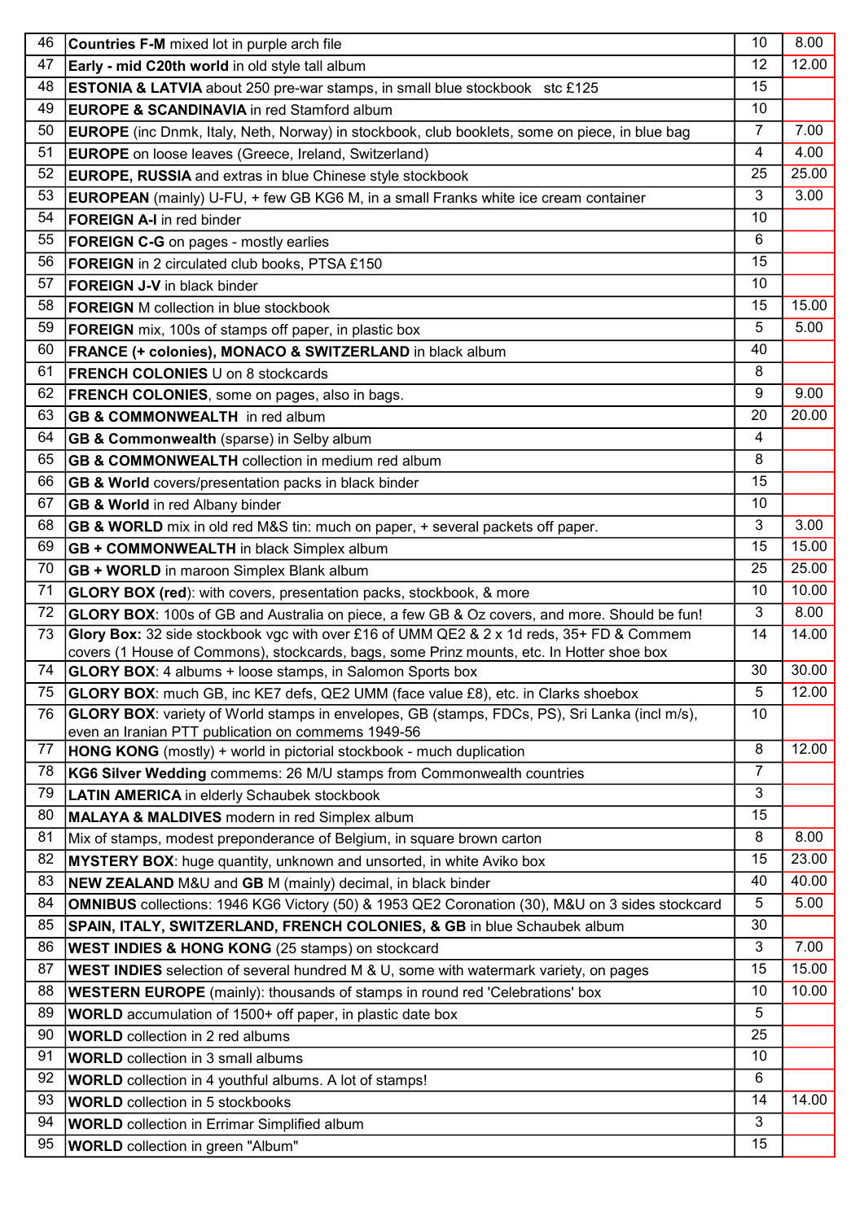| | | | |
|---|---|---|---|
| 46 | **Countries F-M** mixed lot in purple arch file | 10 | 8.00 |
| 47 | **Early - mid C20th world** in old style tall album | 12 | 12.00 |
| 48 | **ESTONIA & LATVIA** about 250 pre-war stamps, in small blue stockbook stc £125 | 15 | |
| 49 | **EUROPE & SCANDINAVIA** in red Stamford album | 10 | |
| 50 | **EUROPE** (inc Dnmk, Italy, Neth, Norway) in stockbook, club booklets, some on piece, in blue bag | 7 | 7.00 |
| 51 | **EUROPE** on loose leaves (Greece, Ireland, Switzerland) | 4 | 4.00 |
| 52 | **EUROPE, RUSSIA** and extras in blue Chinese style stockbook | 25 | 25.00 |
| 53 | **EUROPEAN** (mainly) U-FU, + few GB KG6 M, in a small Franks white ice cream container | 3 | 3.00 |
| 54 | **FOREIGN A-I** in red binder | 10 | |
| 55 | **FOREIGN C-G** on pages - mostly earlies | 6 | |
| 56 | **FOREIGN** in 2 circulated club books, PTSA £150 | 15 | |
| 57 | **FOREIGN J-V** in black binder | 10 | |
| 58 | **FOREIGN** M collection in blue stockbook | 15 | 15.00 |
| 59 | **FOREIGN** mix, 100s of stamps off paper, in plastic box | 5 | 5.00 |
| 60 | **FRANCE (+ colonies), MONACO & SWITZERLAND** in black album | 40 | |
| 61 | **FRENCH COLONIES** U on 8 stockcards | 8 | |
| 62 | **FRENCH COLONIES**, some on pages, also in bags. | 9 | 9.00 |
| 63 | **GB & COMMONWEALTH** in red album | 20 | 20.00 |
| 64 | **GB & Commonwealth** (sparse) in Selby album | 4 | |
| 65 | **GB & COMMONWEALTH** collection in medium red album | 8 | |
| 66 | **GB & World** covers/presentation packs in black binder | 15 | |
| 67 | **GB & World** in red Albany binder | 10 | |
| 68 | **GB & WORLD** mix in old red M&S tin: much on paper, + several packets off paper. | 3 | 3.00 |
| 69 | **GB + COMMONWEALTH** in black Simplex album | 15 | 15.00 |
| 70 | **GB + WORLD** in maroon Simplex Blank album | 25 | 25.00 |
| 71 | **GLORY BOX (red)**: with covers, presentation packs, stockbook, & more | 10 | 10.00 |
| 72 | **GLORY BOX**: 100s of GB and Australia on piece, a few GB & Oz covers, and more. Should be fun! | 3 | 8.00 |
| 73 | **Glory Box:** 32 side stockbook vgc with over £16 of UMM QE2 & 2 x 1d reds, 35+ FD & Commem covers (1 House of Commons), stockcards, bags, some Prinz mounts, etc. In Hotter shoe box | 14 | 14.00 |
| 74 | **GLORY BOX**: 4 albums + loose stamps, in Salomon Sports box | 30 | 30.00 |
| 75 | **GLORY BOX**: much GB, inc KE7 defs, QE2 UMM (face value £8), etc. in Clarks shoebox | 5 | 12.00 |
| 76 | **GLORY BOX**: variety of World stamps in envelopes, GB (stamps, FDCs, PS), Sri Lanka (incl m/s), even an Iranian PTT publication on commems 1949-56 | 10 | |
| 77 | **HONG KONG** (mostly) + world in pictorial stockbook - much duplication | 8 | 12.00 |
| 78 | **KG6 Silver Wedding** commems: 26 M/U stamps from Commonwealth countries | 7 | |
| 79 | **LATIN AMERICA** in elderly Schaubek stockbook | 3 | |
| 80 | **MALAYA & MALDIVES** modern in red Simplex album | 15 | |
| 81 | Mix of stamps, modest preponderance of Belgium, in square brown carton | 8 | 8.00 |
| 82 | **MYSTERY BOX**: huge quantity, unknown and unsorted, in white Aviko box | 15 | 23.00 |
| 83 | **NEW ZEALAND** M&U and **GB** M (mainly) decimal, in black binder | 40 | 40.00 |
| 84 | **OMNIBUS** collections: 1946 KG6 Victory (50) & 1953 QE2 Coronation (30), M&U on 3 sides stockcard | 5 | 5.00 |
| 85 | **SPAIN, ITALY, SWITZERLAND, FRENCH COLONIES, & GB** in blue Schaubek album | 30 | |
| 86 | **WEST INDIES & HONG KONG** (25 stamps) on stockcard | 3 | 7.00 |
| 87 | **WEST INDIES** selection of several hundred M & U, some with watermark variety, on pages | 15 | 15.00 |
| 88 | **WESTERN EUROPE** (mainly): thousands of stamps in round red 'Celebrations' box | 10 | 10.00 |
| 89 | **WORLD** accumulation of 1500+ off paper, in plastic date box | 5 | |
| 90 | **WORLD** collection in 2 red albums | 25 | |
| 91 | **WORLD** collection in 3 small albums | 10 | |
| 92 | **WORLD** collection in 4 youthful albums. A lot of stamps! | 6 | |
| 93 | **WORLD** collection in 5 stockbooks | 14 | 14.00 |
| 94 | **WORLD** collection in Errimar Simplified album | 3 | |
| 95 | **WORLD** collection in green "Album" | 15 | |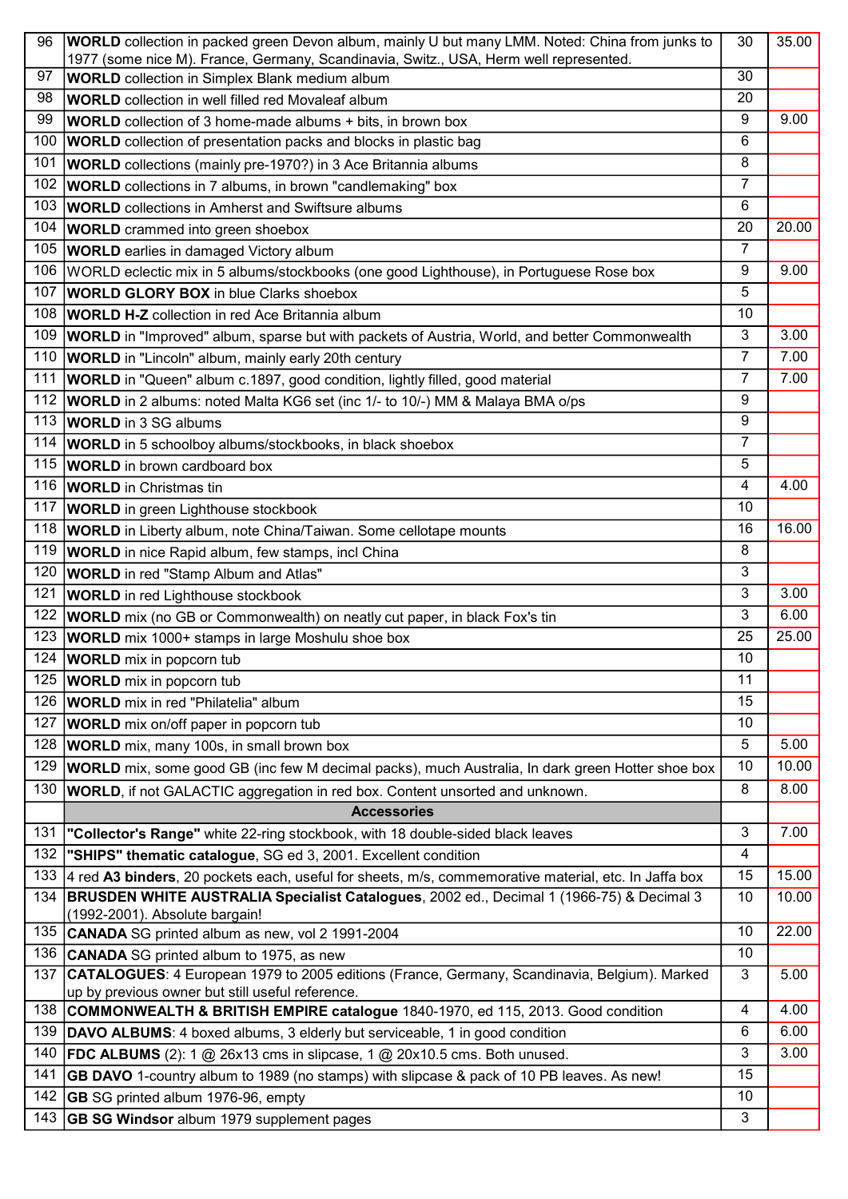| | | | |
|---|---|---|---|
| 96 | **WORLD** collection in packed green Devon album, mainly U but many LMM. Noted: China from junks to 1977 (some nice M). France, Germany, Scandinavia, Switz., USA, Herm well represented. | 30 | 35.00 |
| 97 | **WORLD** collection in Simplex Blank medium album | 30 | |
| 98 | **WORLD** collection in well filled red Movaleaf album | 20 | |
| 99 | **WORLD** collection of 3 home-made albums + bits, in brown box | 9 | 9.00 |
| 100 | **WORLD** collection of presentation packs and blocks in plastic bag | 6 | |
| 101 | **WORLD** collections (mainly pre-1970?) in 3 Ace Britannia albums | 8 | |
| 102 | **WORLD** collections in 7 albums, in brown "candlemaking" box | 7 | |
| 103 | **WORLD** collections in Amherst and Swiftsure albums | 6 | |
| 104 | **WORLD** crammed into green shoebox | 20 | 20.00 |
| 105 | **WORLD** earlies in damaged Victory album | 7 | |
| 106 | WORLD eclectic mix in 5 albums/stockbooks (one good Lighthouse), in Portuguese Rose box | 9 | 9.00 |
| 107 | **WORLD GLORY BOX** in blue Clarks shoebox | 5 | |
| 108 | **WORLD H-Z** collection in red Ace Britannia album | 10 | |
| 109 | **WORLD** in "Improved" album, sparse but with packets of Austria, World, and better Commonwealth | 3 | 3.00 |
| 110 | **WORLD** in "Lincoln" album, mainly early 20th century | 7 | 7.00 |
| 111 | **WORLD** in "Queen" album c.1897, good condition, lightly filled, good material | 7 | 7.00 |
| 112 | **WORLD** in 2 albums: noted Malta KG6 set (inc 1/- to 10/-) MM & Malaya BMA o/ps | 9 | |
| 113 | **WORLD** in 3 SG albums | 9 | |
| 114 | **WORLD** in 5 schoolboy albums/stockbooks, in black shoebox | 7 | |
| 115 | **WORLD** in brown cardboard box | 5 | |
| 116 | **WORLD** in Christmas tin | 4 | 4.00 |
| 117 | **WORLD** in green Lighthouse stockbook | 10 | |
| 118 | **WORLD** in Liberty album, note China/Taiwan. Some cellotape mounts | 16 | 16.00 |
| 119 | **WORLD** in nice Rapid album, few stamps, incl China | 8 | |
| 120 | **WORLD** in red "Stamp Album and Atlas" | 3 | |
| 121 | **WORLD** in red Lighthouse stockbook | 3 | 3.00 |
| 122 | **WORLD** mix (no GB or Commonwealth) on neatly cut paper, in black Fox's tin | 3 | 6.00 |
| 123 | **WORLD** mix 1000+ stamps in large Moshulu shoe box | 25 | 25.00 |
| 124 | **WORLD** mix in popcorn tub | 10 | |
| 125 | **WORLD** mix in popcorn tub | 11 | |
| 126 | **WORLD** mix in red "Philatelia" album | 15 | |
| 127 | **WORLD** mix on/off paper in popcorn tub | 10 | |
| 128 | **WORLD** mix, many 100s, in small brown box | 5 | 5.00 |
| 129 | **WORLD** mix, some good GB (inc few M decimal packs), much Australia, In dark green Hotter shoe box | 10 | 10.00 |
| 130 | **WORLD**, if not GALACTIC aggregation in red box. Content unsorted and unknown. | 8 | 8.00 |
| | **Accessories** | | |
| 131 | **"Collector's Range"** white 22-ring stockbook, with 18 double-sided black leaves | 3 | 7.00 |
| 132 | **"SHIPS" thematic catalogue**, SG ed 3, 2001. Excellent condition | 4 | |
| 133 | 4 red **A3 binders**, 20 pockets each, useful for sheets, m/s, commemorative material, etc. In Jaffa box | 15 | 15.00 |
| 134 | **BRUSDEN WHITE AUSTRALIA Specialist Catalogues**, 2002 ed., Decimal 1 (1966-75) & Decimal 3 (1992-2001). Absolute bargain! | 10 | 10.00 |
| 135 | **CANADA** SG printed album as new, vol 2 1991-2004 | 10 | 22.00 |
| 136 | **CANADA** SG printed album to 1975, as new | 10 | |
| 137 | **CATALOGUES**: 4 European 1979 to 2005 editions (France, Germany, Scandinavia, Belgium). Marked up by previous owner but still useful reference. | 3 | 5.00 |
| 138 | **COMMONWEALTH & BRITISH EMPIRE catalogue** 1840-1970, ed 115, 2013. Good condition | 4 | 4.00 |
| 139 | **DAVO ALBUMS**: 4 boxed albums, 3 elderly but serviceable, 1 in good condition | 6 | 6.00 |
| 140 | **FDC ALBUMS** (2): 1 @ 26x13 cms in slipcase, 1 @ 20x10.5 cms. Both unused. | 3 | 3.00 |
| 141 | **GB DAVO** 1-country album to 1989 (no stamps) with slipcase & pack of 10 PB leaves. As new! | 15 | |
| 142 | **GB** SG printed album 1976-96, empty | 10 | |
| 143 | **GB SG Windsor** album 1979 supplement pages | 3 | |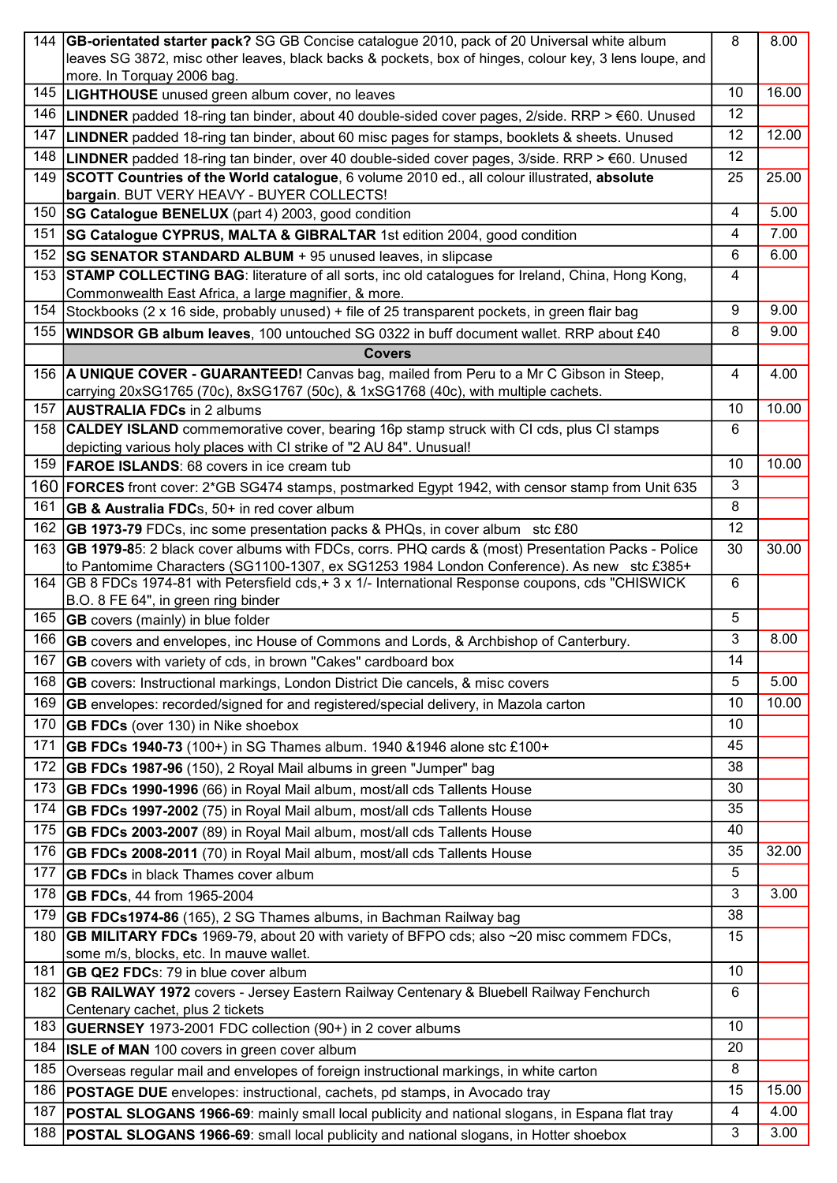| | | | |
|---|---|---|---|
| 144 | **GB-orientated starter pack?** SG GB Concise catalogue 2010, pack of 20 Universal white album leaves SG 3872, misc other leaves, black backs & pockets, box of hinges, colour key, 3 lens loupe, and more. In Torquay 2006 bag. | 8 | 8.00 |
| 145 | **LIGHTHOUSE** unused green album cover, no leaves | 10 | 16.00 |
| 146 | **LINDNER** padded 18-ring tan binder, about 40 double-sided cover pages, 2/side. RRP > €60. Unused | 12 | |
| 147 | **LINDNER** padded 18-ring tan binder, about 60 misc pages for stamps, booklets & sheets. Unused | 12 | 12.00 |
| 148 | **LINDNER** padded 18-ring tan binder, over 40 double-sided cover pages, 3/side. RRP > €60. Unused | 12 | |
| 149 | **SCOTT Countries of the World catalogue**, 6 volume 2010 ed., all colour illustrated, **absolute bargain**. BUT VERY HEAVY - BUYER COLLECTS! | 25 | 25.00 |
| 150 | **SG Catalogue BENELUX** (part 4) 2003, good condition | 4 | 5.00 |
| 151 | **SG Catalogue CYPRUS, MALTA & GIBRALTAR** 1st edition 2004, good condition | 4 | 7.00 |
| 152 | **SG SENATOR STANDARD ALBUM** + 95 unused leaves, in slipcase | 6 | 6.00 |
| 153 | **STAMP COLLECTING BAG**: literature of all sorts, inc old catalogues for Ireland, China, Hong Kong, Commonwealth East Africa, a large magnifier, & more. | 4 | |
| 154 | Stockbooks (2 x 16 side, probably unused) + file of 25 transparent pockets, in green flair bag | 9 | 9.00 |
| 155 | **WINDSOR GB album leaves**, 100 untouched SG 0322 in buff document wallet. RRP about £40 | 8 | 9.00 |
| | **Covers** | | |
| 156 | **A UNIQUE COVER - GUARANTEED!** Canvas bag, mailed from Peru to a Mr C Gibson in Steep, carrying 20xSG1765 (70c), 8xSG1767 (50c), & 1xSG1768 (40c), with multiple cachets. | 4 | 4.00 |
| 157 | **AUSTRALIA FDCs** in 2 albums | 10 | 10.00 |
| 158 | **CALDEY ISLAND** commemorative cover, bearing 16p stamp struck with CI cds, plus CI stamps depicting various holy places with CI strike of "2 AU 84". Unusual! | 6 | |
| 159 | **FAROE ISLANDS**: 68 covers in ice cream tub | 10 | 10.00 |
| 160 | **FORCES** front cover: 2*GB SG474 stamps, postmarked Egypt 1942, with censor stamp from Unit 635 | 3 | |
| 161 | **GB & Australia FDC**s, 50+ in red cover album | 8 | |
| 162 | **GB 1973-79** FDCs, inc some presentation packs & PHQs, in cover album stc £80 | 12 | |
| 163 | **GB 1979-8**5: 2 black cover albums with FDCs, corrs. PHQ cards & (most) Presentation Packs - Police to Pantomime Characters (SG1100-1307, ex SG1253 1984 London Conference). As new stc £385+ | 30 | 30.00 |
| 164 | GB 8 FDCs 1974-81 with Petersfield cds,+ 3 x 1/- International Response coupons, cds "CHISWICK B.O. 8 FE 64", in green ring binder | 6 | |
| 165 | **GB** covers (mainly) in blue folder | 5 | |
| 166 | **GB** covers and envelopes, inc House of Commons and Lords, & Archbishop of Canterbury. | 3 | 8.00 |
| 167 | **GB** covers with variety of cds, in brown "Cakes" cardboard box | 14 | |
| 168 | **GB** covers: Instructional markings, London District Die cancels, & misc covers | 5 | 5.00 |
| 169 | **GB** envelopes: recorded/signed for and registered/special delivery, in Mazola carton | 10 | 10.00 |
| 170 | **GB FDCs** (over 130) in Nike shoebox | 10 | |
| 171 | **GB FDCs 1940-73** (100+) in SG Thames album. 1940 &1946 alone stc £100+ | 45 | |
| 172 | **GB FDCs 1987-96** (150), 2 Royal Mail albums in green "Jumper" bag | 38 | |
| 173 | **GB FDCs 1990-1996** (66) in Royal Mail album, most/all cds Tallents House | 30 | |
| 174 | **GB FDCs 1997-2002** (75) in Royal Mail album, most/all cds Tallents House | 35 | |
| 175 | **GB FDCs 2003-2007** (89) in Royal Mail album, most/all cds Tallents House | 40 | |
| 176 | **GB FDCs 2008-2011** (70) in Royal Mail album, most/all cds Tallents House | 35 | 32.00 |
| 177 | **GB FDCs** in black Thames cover album | 5 | |
| 178 | **GB FDCs**, 44 from 1965-2004 | 3 | 3.00 |
| 179 | **GB FDCs1974-86** (165), 2 SG Thames albums, in Bachman Railway bag | 38 | |
| 180 | **GB MILITARY FDCs** 1969-79, about 20 with variety of BFPO cds; also ~20 misc commem FDCs, some m/s, blocks, etc. In mauve wallet. | 15 | |
| 181 | **GB QE2 FDC**s: 79 in blue cover album | 10 | |
| 182 | **GB RAILWAY 1972** covers - Jersey Eastern Railway Centenary & Bluebell Railway Fenchurch Centenary cachet, plus 2 tickets | 6 | |
| 183 | **GUERNSEY** 1973-2001 FDC collection (90+) in 2 cover albums | 10 | |
| 184 | **ISLE of MAN** 100 covers in green cover album | 20 | |
| 185 | Overseas regular mail and envelopes of foreign instructional markings, in white carton | 8 | |
| 186 | **POSTAGE DUE** envelopes: instructional, cachets, pd stamps, in Avocado tray | 15 | 15.00 |
| 187 | **POSTAL SLOGANS 1966-69**: mainly small local publicity and national slogans, in Espana flat tray | 4 | 4.00 |
| 188 | **POSTAL SLOGANS 1966-69**: small local publicity and national slogans, in Hotter shoebox | 3 | 3.00 |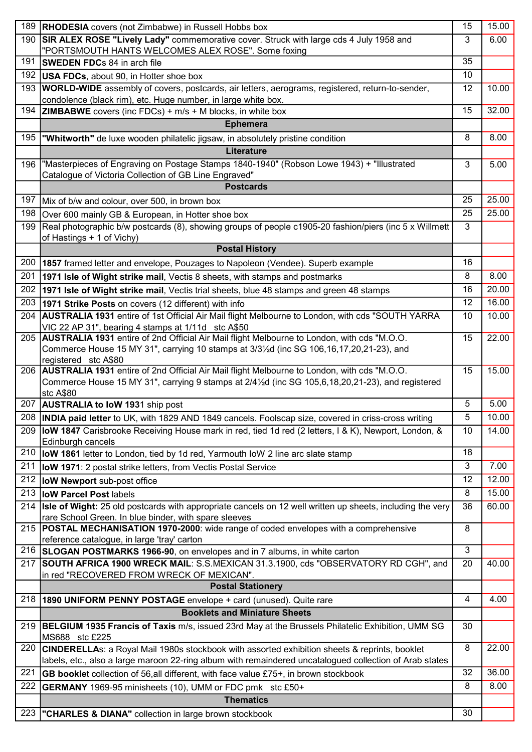| | | | |
|---|---|---|---|
| 189 | **RHODESIA** covers (not Zimbabwe) in Russell Hobbs box | 15 | 15.00 |
| 190 | **SIR ALEX ROSE "Lively Lady"** commemorative cover. Struck with large cds 4 July 1958 and "PORTSMOUTH HANTS WELCOMES ALEX ROSE". Some foxing | 3 | 6.00 |
| 191 | **SWEDEN FDC**s 84 in arch file | 35 | |
| 192 | **USA FDCs**, about 90, in Hotter shoe box | 10 | |
| 193 | **WORLD-WIDE** assembly of covers, postcards, air letters, aerograms, registered, return-to-sender, condolence (black rim), etc. Huge number, in large white box. | 12 | 10.00 |
| 194 | **ZIMBABWE** covers (inc FDCs) + m/s + M blocks, in white box | 15 | 32.00 |
| | **Ephemera** | | |
| 195 | **"Whitworth"** de luxe wooden philatelic jigsaw, in absolutely pristine condition | 8 | 8.00 |
| | **Literature** | | |
| 196 | "Masterpieces of Engraving on Postage Stamps 1840-1940" (Robson Lowe 1943) + "Illustrated Catalogue of Victoria Collection of GB Line Engraved" | 3 | 5.00 |
| | **Postcards** | | |
| 197 | Mix of b/w and colour, over 500, in brown box | 25 | 25.00 |
| 198 | Over 600 mainly GB & European, in Hotter shoe box | 25 | 25.00 |
| 199 | Real photographic b/w postcards (8), showing groups of people c1905-20 fashion/piers (inc 5 x Willmett of Hastings + 1 of Vichy) | 3 | |
| | **Postal History** | | |
| 200 | **1857** framed letter and envelope, Pouzages to Napoleon (Vendee). Superb example | 16 | |
| 201 | **1971 Isle of Wight strike mail**, Vectis 8 sheets, with stamps and postmarks | 8 | 8.00 |
| 202 | **1971 Isle of Wight strike mail**, Vectis trial sheets, blue 48 stamps and green 48 stamps | 16 | 20.00 |
| 203 | **1971 Strike Posts** on covers (12 different) with info | 12 | 16.00 |
| 204 | **AUSTRALIA 1931** entire of 1st Official Air Mail flight Melbourne to London, with cds "SOUTH YARRA VIC 22 AP 31", bearing 4 stamps at 1/11d stc A$50 | 10 | 10.00 |
| 205 | **AUSTRALIA 1931** entire of 2nd Official Air Mail flight Melbourne to London, with cds "M.O.O. Commerce House 15 MY 31", carrying 10 stamps at 3/3½d (inc SG 106,16,17,20,21-23), and registered stc A$80 | 15 | 22.00 |
| 206 | **AUSTRALIA 1931** entire of 2nd Official Air Mail flight Melbourne to London, with cds "M.O.O. Commerce House 15 MY 31", carrying 9 stamps at 2/4½d (inc SG 105,6,18,20,21-23), and registered stc A$80 | 15 | 15.00 |
| 207 | **AUSTRALIA to IoW 193**1 ship post | 5 | 5.00 |
| 208 | **INDIA paid letter** to UK, with 1829 AND 1849 cancels. Foolscap size, covered in criss-cross writing | 5 | 10.00 |
| 209 | **IoW 1847** Carisbrooke Receiving House mark in red, tied 1d red (2 letters, I & K), Newport, London, & Edinburgh cancels | 10 | 14.00 |
| 210 | **IoW 1861** letter to London, tied by 1d red, Yarmouth IoW 2 line arc slate stamp | 18 | |
| 211 | **IoW 1971**: 2 postal strike letters, from Vectis Postal Service | 3 | 7.00 |
| 212 | **IoW Newport** sub-post office | 12 | 12.00 |
| 213 | **IoW Parcel Post** labels | 8 | 15.00 |
| 214 | **Isle of Wight:** 25 old postcards with appropriate cancels on 12 well written up sheets, including the very rare School Green. In blue binder, with spare sleeves | 36 | 60.00 |
| 215 | **POSTAL MECHANISATION 1970-2000**: wide range of coded envelopes with a comprehensive reference catalogue, in large 'tray' carton | 8 | |
| 216 | **SLOGAN POSTMARKS 1966-90**, on envelopes and in 7 albums, in white carton | 3 | |
| 217 | **SOUTH AFRICA 1900 WRECK MAIL**: S.S.MEXICAN 31.3.1900, cds "OBSERVATORY RD CGH", and in red "RECOVERED FROM WRECK OF MEXICAN". | 20 | 40.00 |
| | **Postal Stationery** | | |
| 218 | **1890 UNIFORM PENNY POSTAGE** envelope + card (unused). Quite rare | 4 | 4.00 |
| | **Booklets and Miniature Sheets** | | |
| 219 | **BELGIUM 1935 Francis of Taxis** m/s, issued 23rd May at the Brussels Philatelic Exhibition, UMM SG MS688 stc £225 | 30 | |
| 220 | **CINDERELLA**s: a Royal Mail 1980s stockbook with assorted exhibition sheets & reprints, booklet labels, etc., also a large maroon 22-ring album with remaindered uncatalogued collection of Arab states | 8 | 22.00 |
| 221 | **GB bookle**t collection of 56,all different, with face value £75+, in brown stockbook | 32 | 36.00 |
| 222 | **GERMANY** 1969-95 minisheets (10), UMM or FDC pmk stc £50+ | 8 | 8.00 |
| | **Thematics** | | |
| 223 | **"CHARLES & DIANA"** collection in large brown stockbook | 30 | |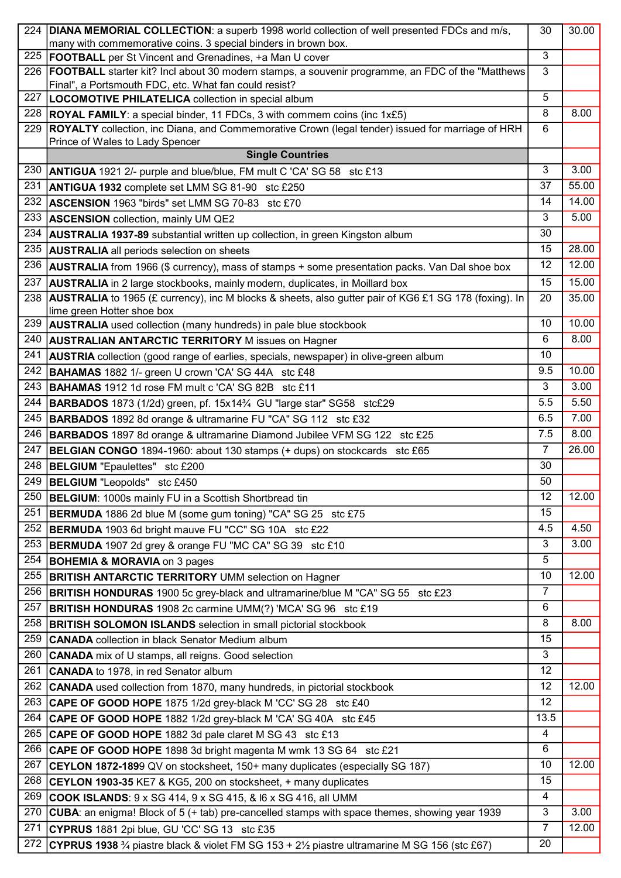| | | | |
|---|---|---|---|
| 224 | **DIANA MEMORIAL COLLECTION**: a superb 1998 world collection of well presented FDCs and m/s, many with commemorative coins. 3 special binders in brown box. | 30 | 30.00 |
| 225 | **FOOTBALL** per St Vincent and Grenadines, +a Man U cover | 3 | |
| 226 | **FOOTBALL** starter kit? Incl about 30 modern stamps, a souvenir programme, an FDC of the "Matthews Final", a Portsmouth FDC, etc. What fan could resist? | 3 | |
| 227 | **LOCOMOTIVE PHILATELICA** collection in special album | 5 | |
| 228 | **ROYAL FAMILY**: a special binder, 11 FDCs, 3 with commem coins (inc 1x£5) | 8 | 8.00 |
| 229 | **ROYALTY** collection, inc Diana, and Commemorative Crown (legal tender) issued for marriage of HRH Prince of Wales to Lady Spencer | 6 | |
| | **Single Countries** | | |
| 230 | **ANTIGUA** 1921 2/- purple and blue/blue, FM mult C 'CA' SG 58 stc £13 | 3 | 3.00 |
| 231 | **ANTIGUA 1932** complete set LMM SG 81-90 stc £250 | 37 | 55.00 |
| 232 | **ASCENSION** 1963 "birds" set LMM SG 70-83 stc £70 | 14 | 14.00 |
| 233 | **ASCENSION** collection, mainly UM QE2 | 3 | 5.00 |
| 234 | **AUSTRALIA 1937-89** substantial written up collection, in green Kingston album | 30 | |
| 235 | **AUSTRALIA** all periods selection on sheets | 15 | 28.00 |
| 236 | **AUSTRALIA** from 1966 ($ currency), mass of stamps + some presentation packs. Van Dal shoe box | 12 | 12.00 |
| 237 | **AUSTRALIA** in 2 large stockbooks, mainly modern, duplicates, in Moillard box | 15 | 15.00 |
| 238 | **AUSTRALIA** to 1965 (£ currency), inc M blocks & sheets, also gutter pair of KG6 £1 SG 178 (foxing). In lime green Hotter shoe box | 20 | 35.00 |
| 239 | **AUSTRALIA** used collection (many hundreds) in pale blue stockbook | 10 | 10.00 |
| 240 | **AUSTRALIAN ANTARCTIC TERRITORY** M issues on Hagner | 6 | 8.00 |
| 241 | **AUSTRIA** collection (good range of earlies, specials, newspaper) in olive-green album | 10 | |
| 242 | **BAHAMAS** 1882 1/- green U crown 'CA' SG 44A stc £48 | 9.5 | 10.00 |
| 243 | **BAHAMAS** 1912 1d rose FM mult c 'CA' SG 82B stc £11 | 3 | 3.00 |
| 244 | **BARBADOS** 1873 (1/2d) green, pf. 15x14¾ GU "large star" SG58 stc£29 | 5.5 | 5.50 |
| 245 | **BARBADOS** 1892 8d orange & ultramarine FU "CA" SG 112 stc £32 | 6.5 | 7.00 |
| 246 | **BARBADOS** 1897 8d orange & ultramarine Diamond Jubilee VFM SG 122 stc £25 | 7.5 | 8.00 |
| 247 | **BELGIAN CONGO** 1894-1960: about 130 stamps (+ dups) on stockcards stc £65 | 7 | 26.00 |
| 248 | **BELGIUM** "Epaulettes" stc £200 | 30 | |
| 249 | **BELGIUM** "Leopolds" stc £450 | 50 | |
| 250 | **BELGIUM**: 1000s mainly FU in a Scottish Shortbread tin | 12 | 12.00 |
| 251 | **BERMUDA** 1886 2d blue M (some gum toning) "CA" SG 25 stc £75 | 15 | |
| 252 | **BERMUDA** 1903 6d bright mauve FU "CC" SG 10A stc £22 | 4.5 | 4.50 |
| 253 | **BERMUDA** 1907 2d grey & orange FU "MC CA" SG 39 stc £10 | 3 | 3.00 |
| 254 | **BOHEMIA & MORAVIA** on 3 pages | 5 | |
| 255 | **BRITISH ANTARCTIC TERRITORY** UMM selection on Hagner | 10 | 12.00 |
| 256 | **BRITISH HONDURAS** 1900 5c grey-black and ultramarine/blue M "CA" SG 55 stc £23 | 7 | |
| 257 | **BRITISH HONDURAS** 1908 2c carmine UMM(?) 'MCA' SG 96 stc £19 | 6 | |
| 258 | **BRITISH SOLOMON ISLANDS** selection in small pictorial stockbook | 8 | 8.00 |
| 259 | **CANADA** collection in black Senator Medium album | 15 | |
| 260 | **CANADA** mix of U stamps, all reigns. Good selection | 3 | |
| 261 | **CANADA** to 1978, in red Senator album | 12 | |
| 262 | **CANADA** used collection from 1870, many hundreds, in pictorial stockbook | 12 | 12.00 |
| 263 | **CAPE OF GOOD HOPE** 1875 1/2d grey-black M 'CC' SG 28 stc £40 | 12 | |
| 264 | **CAPE OF GOOD HOPE** 1882 1/2d grey-black M 'CA' SG 40A stc £45 | 13.5 | |
| 265 | **CAPE OF GOOD HOPE** 1882 3d pale claret M SG 43 stc £13 | 4 | |
| 266 | **CAPE OF GOOD HOPE** 1898 3d bright magenta M wmk 13 SG 64 stc £21 | 6 | |
| 267 | **CEYLON 1872-189**9 QV on stocksheet, 150+ many duplicates (especially SG 187) | 10 | 12.00 |
| 268 | **CEYLON 1903-35** KE7 & KG5, 200 on stocksheet, + many duplicates | 15 | |
| 269 | **COOK ISLANDS**: 9 x SG 414, 9 x SG 415, & l6 x SG 416, all UMM | 4 | |
| 270 | **CUBA**: an enigma! Block of 5 (+ tab) pre-cancelled stamps with space themes, showing year 1939 | 3 | 3.00 |
| 271 | **CYPRUS** 1881 2pi blue, GU 'CC' SG 13 stc £35 | 7 | 12.00 |
| 272 | **CYPRUS 1938** ¾ piastre black & violet FM SG 153 + 2½ piastre ultramarine M SG 156 (stc £67) | 20 | |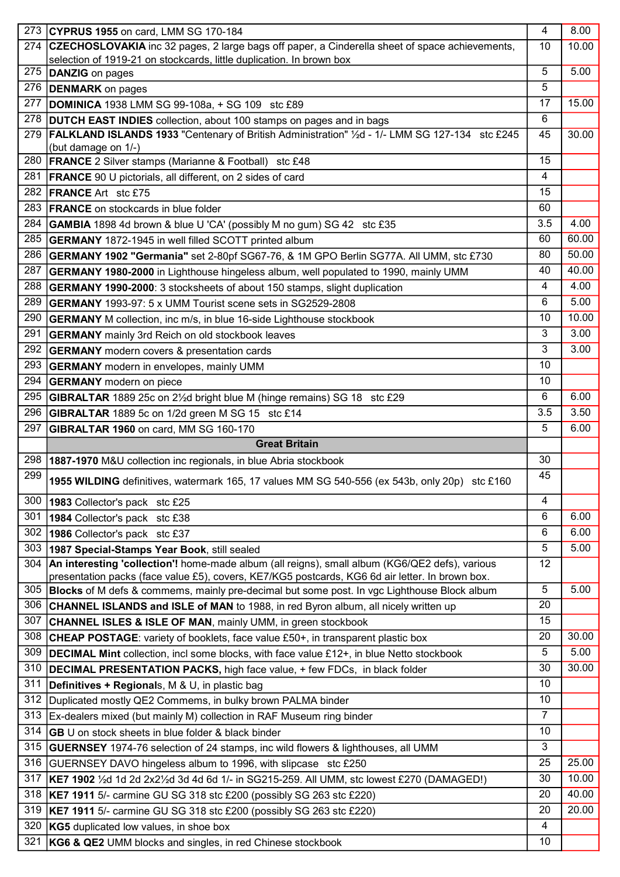| | | | |
|---|---|---|---|
| 273 | **CYPRUS 1955** on card, LMM SG 170-184 | 4 | 8.00 |
| 274 | **CZECHOSLOVAKIA** inc 32 pages, 2 large bags off paper, a Cinderella sheet of space achievements, selection of 1919-21 on stockcards, little duplication. In brown box | 10 | 10.00 |
| 275 | **DANZIG** on pages | 5 | 5.00 |
| 276 | **DENMARK** on pages | 5 | |
| 277 | **DOMINICA** 1938 LMM SG 99-108a, + SG 109 stc £89 | 17 | 15.00 |
| 278 | **DUTCH EAST INDIES** collection, about 100 stamps on pages and in bags | 6 | |
| 279 | **FALKLAND ISLANDS 1933** "Centenary of British Administration" ½d - 1/- LMM SG 127-134 stc £245 (but damage on 1/-) | 45 | 30.00 |
| 280 | **FRANCE** 2 Silver stamps (Marianne & Football) stc £48 | 15 | |
| 281 | **FRANCE** 90 U pictorials, all different, on 2 sides of card | 4 | |
| 282 | **FRANCE** Art stc £75 | 15 | |
| 283 | **FRANCE** on stockcards in blue folder | 60 | |
| 284 | **GAMBIA** 1898 4d brown & blue U 'CA' (possibly M no gum) SG 42 stc £35 | 3.5 | 4.00 |
| 285 | **GERMANY** 1872-1945 in well filled SCOTT printed album | 60 | 60.00 |
| 286 | **GERMANY 1902 "Germania"** set 2-80pf SG67-76, & 1M GPO Berlin SG77A. All UMM, stc £730 | 80 | 50.00 |
| 287 | **GERMANY 1980-2000** in Lighthouse hingeless album, well populated to 1990, mainly UMM | 40 | 40.00 |
| 288 | **GERMANY 1990-2000**: 3 stocksheets of about 150 stamps, slight duplication | 4 | 4.00 |
| 289 | **GERMANY** 1993-97: 5 x UMM Tourist scene sets in SG2529-2808 | 6 | 5.00 |
| 290 | **GERMANY** M collection, inc m/s, in blue 16-side Lighthouse stockbook | 10 | 10.00 |
| 291 | **GERMANY** mainly 3rd Reich on old stockbook leaves | 3 | 3.00 |
| 292 | **GERMANY** modern covers & presentation cards | 3 | 3.00 |
| 293 | **GERMANY** modern in envelopes, mainly UMM | 10 | |
| 294 | **GERMANY** modern on piece | 10 | |
| 295 | **GIBRALTAR** 1889 25c on 2½d bright blue M (hinge remains) SG 18 stc £29 | 6 | 6.00 |
| 296 | **GIBRALTAR** 1889 5c on 1/2d green M SG 15 stc £14 | 3.5 | 3.50 |
| 297 | **GIBRALTAR 1960** on card, MM SG 160-170 | 5 | 6.00 |
| | **Great Britain** | | |
| 298 | **1887-1970** M&U collection inc regionals, in blue Abria stockbook | 30 | |
| 299 | **1955 WILDING** definitives, watermark 165, 17 values MM SG 540-556 (ex 543b, only 20p) stc £160 | 45 | |
| 300 | **1983** Collector's pack stc £25 | 4 | |
| 301 | **1984** Collector's pack stc £38 | 6 | 6.00 |
| 302 | **1986** Collector's pack stc £37 | 6 | 6.00 |
| 303 | **1987 Special-Stamps Year Book**, still sealed | 5 | 5.00 |
| 304 | **An interesting 'collection'!** home-made album (all reigns), small album (KG6/QE2 defs), various presentation packs (face value £5), covers, KE7/KG5 postcards, KG6 6d air letter. In brown box. | 12 | |
| 305 | **Blocks** of M defs & commems, mainly pre-decimal but some post. In vgc Lighthouse Block album | 5 | 5.00 |
| 306 | **CHANNEL ISLANDS and ISLE of MAN** to 1988, in red Byron album, all nicely written up | 20 | |
| 307 | **CHANNEL ISLES & ISLE OF MAN**, mainly UMM, in green stockbook | 15 | |
| 308 | **CHEAP POSTAGE**: variety of booklets, face value £50+, in transparent plastic box | 20 | 30.00 |
| 309 | **DECIMAL Mint** collection, incl some blocks, with face value £12+, in blue Netto stockbook | 5 | 5.00 |
| 310 | **DECIMAL PRESENTATION PACKS,** high face value, + few FDCs, in black folder | 30 | 30.00 |
| 311 | **Definitives + Regional**s, M & U, in plastic bag | 10 | |
| 312 | Duplicated mostly QE2 Commems, in bulky brown PALMA binder | 10 | |
| 313 | Ex-dealers mixed (but mainly M) collection in RAF Museum ring binder | 7 | |
| 314 | **GB** U on stock sheets in blue folder & black binder | 10 | |
| 315 | **GUERNSEY** 1974-76 selection of 24 stamps, inc wild flowers & lighthouses, all UMM | 3 | |
| 316 | GUERNSEY DAVO hingeless album to 1996, with slipcase stc £250 | 25 | 25.00 |
| 317 | **KE7 1902** ½d 1d 2d 2x2½d 3d 4d 6d 1/- in SG215-259. All UMM, stc lowest £270 (DAMAGED!) | 30 | 10.00 |
| 318 | **KE7 1911** 5/- carmine GU SG 318 stc £200 (possibly SG 263 stc £220) | 20 | 40.00 |
| 319 | **KE7 1911** 5/- carmine GU SG 318 stc £200 (possibly SG 263 stc £220) | 20 | 20.00 |
| 320 | **KG5** duplicated low values, in shoe box | 4 | |
| 321 | **KG6 & QE2** UMM blocks and singles, in red Chinese stockbook | 10 | |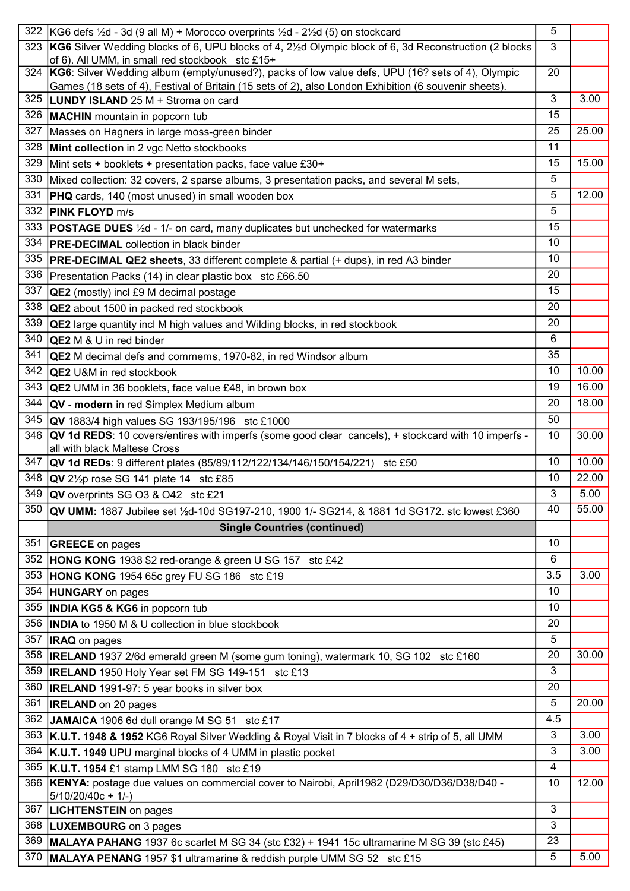| | | | |
|---|---|---|---|
| 322 | KG6 defs ½d - 3d (9 all M) + Morocco overprints ½d - 2½d (5) on stockcard | 5 | |
| 323 | **KG6** Silver Wedding blocks of 6, UPU blocks of 4, 2½d Olympic block of 6, 3d Reconstruction (2 blocks of 6). All UMM, in small red stockbook stc £15+ | 3 | |
| 324 | **KG6**: Silver Wedding album (empty/unused?), packs of low value defs, UPU (16? sets of 4), Olympic Games (18 sets of 4), Festival of Britain (15 sets of 2), also London Exhibition (6 souvenir sheets). | 20 | |
| 325 | **LUNDY ISLAND** 25 M + Stroma on card | 3 | 3.00 |
| 326 | **MACHIN** mountain in popcorn tub | 15 | |
| 327 | Masses on Hagners in large moss-green binder | 25 | 25.00 |
| 328 | **Mint collection** in 2 vgc Netto stockbooks | 11 | |
| 329 | Mint sets + booklets + presentation packs, face value £30+ | 15 | 15.00 |
| 330 | Mixed collection: 32 covers, 2 sparse albums, 3 presentation packs, and several M sets, | 5 | |
| 331 | **PHQ** cards, 140 (most unused) in small wooden box | 5 | 12.00 |
| 332 | **PINK FLOYD** m/s | 5 | |
| 333 | **POSTAGE DUES** ½d - 1/- on card, many duplicates but unchecked for watermarks | 15 | |
| 334 | **PRE-DECIMAL** collection in black binder | 10 | |
| 335 | **PRE-DECIMAL QE2 sheets**, 33 different complete & partial (+ dups), in red A3 binder | 10 | |
| 336 | Presentation Packs (14) in clear plastic box stc £66.50 | 20 | |
| 337 | **QE2** (mostly) incl £9 M decimal postage | 15 | |
| 338 | **QE2** about 1500 in packed red stockbook | 20 | |
| 339 | **QE2** large quantity incl M high values and Wilding blocks, in red stockbook | 20 | |
| 340 | **QE2** M & U in red binder | 6 | |
| 341 | **QE2** M decimal defs and commems, 1970-82, in red Windsor album | 35 | |
| 342 | **QE2** U&M in red stockbook | 10 | 10.00 |
| 343 | **QE2** UMM in 36 booklets, face value £48, in brown box | 19 | 16.00 |
| 344 | **QV - modern** in red Simplex Medium album | 20 | 18.00 |
| 345 | **QV** 1883/4 high values SG 193/195/196 stc £1000 | 50 | |
| 346 | **QV 1d REDS**: 10 covers/entires with imperfs (some good clear cancels), + stockcard with 10 imperfs - all with black Maltese Cross | 10 | 30.00 |
| 347 | **QV 1d REDs**: 9 different plates (85/89/112/122/134/146/150/154/221) stc £50 | 10 | 10.00 |
| 348 | **QV** 2½p rose SG 141 plate 14 stc £85 | 10 | 22.00 |
| 349 | **QV** overprints SG O3 & O42 stc £21 | 3 | 5.00 |
| 350 | **QV UMM:** 1887 Jubilee set ½d-10d SG197-210, 1900 1/- SG214, & 1881 1d SG172. stc lowest £360 | 40 | 55.00 |
| | **Single Countries (continued)** | | |
| 351 | **GREECE** on pages | 10 | |
| 352 | **HONG KONG** 1938 $2 red-orange & green U SG 157 stc £42 | 6 | |
| 353 | **HONG KONG** 1954 65c grey FU SG 186 stc £19 | 3.5 | 3.00 |
| 354 | **HUNGARY** on pages | 10 | |
| 355 | **INDIA KG5 & KG6** in popcorn tub | 10 | |
| 356 | **INDIA** to 1950 M & U collection in blue stockbook | 20 | |
| 357 | **IRAQ** on pages | 5 | |
| 358 | **IRELAND** 1937 2/6d emerald green M (some gum toning), watermark 10, SG 102 stc £160 | 20 | 30.00 |
| 359 | **IRELAND** 1950 Holy Year set FM SG 149-151 stc £13 | 3 | |
| 360 | **IRELAND** 1991-97: 5 year books in silver box | 20 | |
| 361 | **IRELAND** on 20 pages | 5 | 20.00 |
| 362 | **JAMAICA** 1906 6d dull orange M SG 51 stc £17 | 4.5 | |
| 363 | **K.U.T. 1948 & 1952** KG6 Royal Silver Wedding & Royal Visit in 7 blocks of 4 + strip of 5, all UMM | 3 | 3.00 |
| 364 | **K.U.T. 1949** UPU marginal blocks of 4 UMM in plastic pocket | 3 | 3.00 |
| 365 | **K.U.T. 1954** £1 stamp LMM SG 180 stc £19 | 4 | |
| 366 | **KENYA:** postage due values on commercial cover to Nairobi, April1982 (D29/D30/D36/D38/D40 - 5/10/20/40c + 1/-) | 10 | 12.00 |
| 367 | **LICHTENSTEIN** on pages | 3 | |
| 368 | **LUXEMBOURG** on 3 pages | 3 | |
| 369 | **MALAYA PAHANG** 1937 6c scarlet M SG 34 (stc £32) + 1941 15c ultramarine M SG 39 (stc £45) | 23 | |
| 370 | **MALAYA PENANG** 1957 $1 ultramarine & reddish purple UMM SG 52 stc £15 | 5 | 5.00 |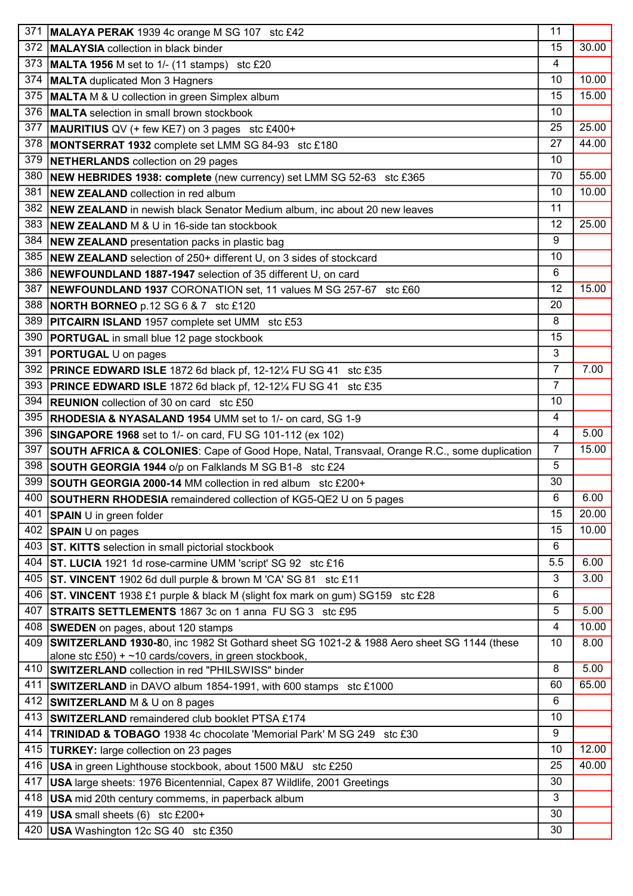| | | | |
|---|---|---|---|
| 371 | **MALAYA PERAK** 1939 4c orange M SG 107 stc £42 | 11 | |
| 372 | **MALAYSIA** collection in black binder | 15 | 30.00 |
| 373 | **MALTA 1956** M set to 1/- (11 stamps) stc £20 | 4 | |
| 374 | **MALTA** duplicated Mon 3 Hagners | 10 | 10.00 |
| 375 | **MALTA** M & U collection in green Simplex album | 15 | 15.00 |
| 376 | **MALTA** selection in small brown stockbook | 10 | |
| 377 | **MAURITIUS** QV (+ few KE7) on 3 pages stc £400+ | 25 | 25.00 |
| 378 | **MONTSERRAT 1932** complete set LMM SG 84-93 stc £180 | 27 | 44.00 |
| 379 | **NETHERLANDS** collection on 29 pages | 10 | |
| 380 | **NEW HEBRIDES 1938: complete** (new currency) set LMM SG 52-63 stc £365 | 70 | 55.00 |
| 381 | **NEW ZEALAND** collection in red album | 10 | 10.00 |
| 382 | **NEW ZEALAND** in newish black Senator Medium album, inc about 20 new leaves | 11 | |
| 383 | **NEW ZEALAND** M & U in 16-side tan stockbook | 12 | 25.00 |
| 384 | **NEW ZEALAND** presentation packs in plastic bag | 9 | |
| 385 | **NEW ZEALAND** selection of 250+ different U, on 3 sides of stockcard | 10 | |
| 386 | **NEWFOUNDLAND 1887-1947** selection of 35 different U, on card | 6 | |
| 387 | **NEWFOUNDLAND 1937** CORONATION set, 11 values M SG 257-67 stc £60 | 12 | 15.00 |
| 388 | **NORTH BORNEO** p.12 SG 6 & 7 stc £120 | 20 | |
| 389 | **PITCAIRN ISLAND** 1957 complete set UMM stc £53 | 8 | |
| 390 | **PORTUGAL** in small blue 12 page stockbook | 15 | |
| 391 | **PORTUGAL** U on pages | 3 | |
| 392 | **PRINCE EDWARD ISLE** 1872 6d black pf, 12-12¼ FU SG 41 stc £35 | 7 | 7.00 |
| 393 | **PRINCE EDWARD ISLE** 1872 6d black pf, 12-12¼ FU SG 41 stc £35 | 7 | |
| 394 | **REUNION** collection of 30 on card stc £50 | 10 | |
| 395 | **RHODESIA & NYASALAND 1954** UMM set to 1/- on card, SG 1-9 | 4 | |
| 396 | **SINGAPORE 1968** set to 1/- on card, FU SG 101-112 (ex 102) | 4 | 5.00 |
| 397 | **SOUTH AFRICA & COLONIES**: Cape of Good Hope, Natal, Transvaal, Orange R.C., some duplication | 7 | 15.00 |
| 398 | **SOUTH GEORGIA 1944** o/p on Falklands M SG B1-8 stc £24 | 5 | |
| 399 | **SOUTH GEORGIA 2000-14** MM collection in red album stc £200+ | 30 | |
| 400 | **SOUTHERN RHODESIA** remaindered collection of KG5-QE2 U on 5 pages | 6 | 6.00 |
| 401 | **SPAIN** U in green folder | 15 | 20.00 |
| 402 | **SPAIN** U on pages | 15 | 10.00 |
| 403 | **ST. KITTS** selection in small pictorial stockbook | 6 | |
| 404 | **ST. LUCIA** 1921 1d rose-carmine UMM 'script' SG 92 stc £16 | 5.5 | 6.00 |
| 405 | **ST. VINCENT** 1902 6d dull purple & brown M 'CA' SG 81 stc £11 | 3 | 3.00 |
| 406 | **ST. VINCENT** 1938 £1 purple & black M (slight fox mark on gum) SG159 stc £28 | 6 | |
| 407 | **STRAITS SETTLEMENTS** 1867 3c on 1 anna FU SG 3 stc £95 | 5 | 5.00 |
| 408 | **SWEDEN** on pages, about 120 stamps | 4 | 10.00 |
| 409 | **SWITZERLAND 1930-8**0, inc 1982 St Gothard sheet SG 1021-2 & 1988 Aero sheet SG 1144 (these alone stc £50) + ~10 cards/covers, in green stockbook, | 10 | 8.00 |
| 410 | **SWITZERLAND** collection in red "PHILSWISS" binder | 8 | 5.00 |
| 411 | **SWITZERLAND** in DAVO album 1854-1991, with 600 stamps stc £1000 | 60 | 65.00 |
| 412 | **SWITZERLAND** M & U on 8 pages | 6 | |
| 413 | **SWITZERLAND** remaindered club booklet PTSA £174 | 10 | |
| 414 | **TRINIDAD & TOBAGO** 1938 4c chocolate 'Memorial Park' M SG 249 stc £30 | 9 | |
| 415 | **TURKEY:** large collection on 23 pages | 10 | 12.00 |
| 416 | **USA** in green Lighthouse stockbook, about 1500 M&U stc £250 | 25 | 40.00 |
| 417 | **USA** large sheets: 1976 Bicentennial, Capex 87 Wildlife, 2001 Greetings | 30 | |
| 418 | **USA** mid 20th century commems, in paperback album | 3 | |
| 419 | **USA** small sheets (6) stc £200+ | 30 | |
| 420 | **USA** Washington 12c SG 40 stc £350 | 30 | |